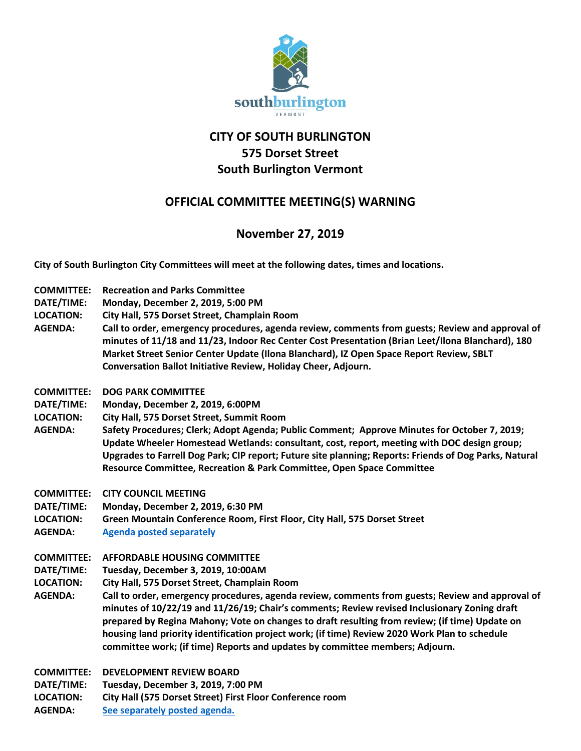# CITY OF SOUTH BURLINGTON
## 575 Dorset Street
## South Burlington Vermont

## OFFICIAL COMMITTEE MEETING(S) WARNING

## November 27, 2019

**City of South Burlington City Committees will meet at the following dates, times and locations.**

**COMMITTEE:** **Recreation and Parks Committee**
**DATE/TIME:** **Monday, December 2, 2019, 5:00 PM**
**LOCATION:** **City Hall, 575 Dorset Street, Champlain Room**
**AGENDA:** **Call to order, emergency procedures, agenda review, comments from guests; Review and approval of minutes of 11/18 and 11/23, Indoor Rec Center Cost Presentation (Brian Leet/Ilona Blanchard), 180 Market Street Senior Center Update (Ilona Blanchard), IZ Open Space Report Review, SBLT Conversation Ballot Initiative Review, Holiday Cheer, Adjourn.**

**COMMITTEE:** **DOG PARK COMMITTEE**
**DATE/TIME:** **Monday, December 2, 2019, 6:00PM**
**LOCATION:** **City Hall, 575 Dorset Street, Summit Room**
**AGENDA:** **Safety Procedures; Clerk; Adopt Agenda; Public Comment; Approve Minutes for October 7, 2019; Update Wheeler Homestead Wetlands: consultant, cost, report, meeting with DOC design group; Upgrades to Farrell Dog Park; CIP report; Future site planning; Reports: Friends of Dog Parks, Natural Resource Committee, Recreation & Park Committee, Open Space Committee**

**COMMITTEE:** **CITY COUNCIL MEETING**
**DATE/TIME:** **Monday, December 2, 2019, 6:30 PM**
**LOCATION:** **Green Mountain Conference Room, First Floor, City Hall, 575 Dorset Street**
**AGENDA:** **Agenda posted separately**

**COMMITTEE:** **AFFORDABLE HOUSING COMMITTEE**
**DATE/TIME:** **Tuesday, December 3, 2019, 10:00AM**
**LOCATION:** **City Hall, 575 Dorset Street, Champlain Room**
**AGENDA:** **Call to order, emergency procedures, agenda review, comments from guests; Review and approval of minutes of 10/22/19 and 11/26/19; Chair's comments; Review revised Inclusionary Zoning draft prepared by Regina Mahony; Vote on changes to draft resulting from review; (if time) Update on housing land priority identification project work; (if time) Review 2020 Work Plan to schedule committee work; (if time) Reports and updates by committee members; Adjourn.**

**COMMITTEE:** **DEVELOPMENT REVIEW BOARD**
**DATE/TIME:** **Tuesday, December 3, 2019, 7:00 PM**
**LOCATION:** **City Hall (575 Dorset Street) First Floor Conference room**
**AGENDA:** **See separately posted agenda.**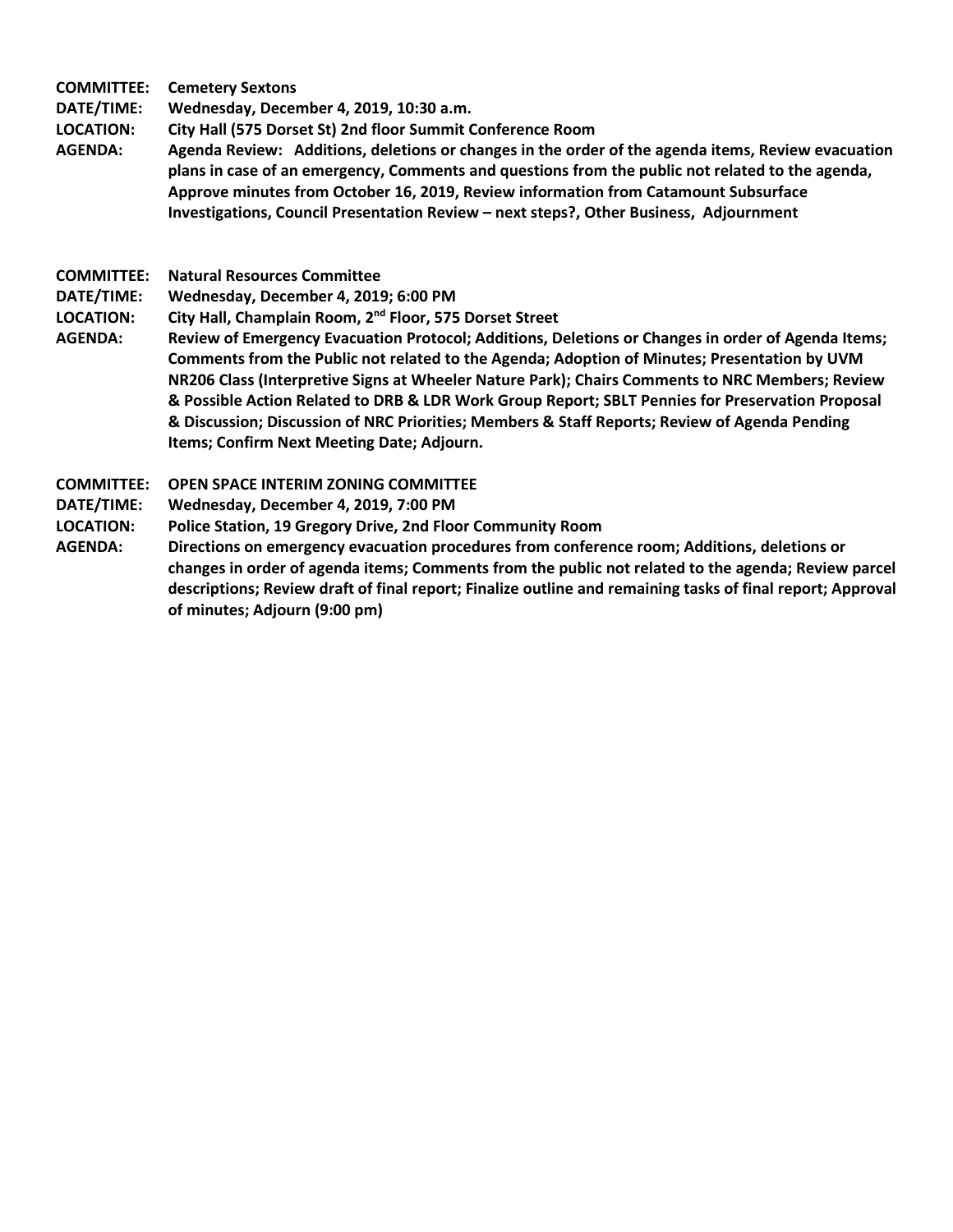**COMMITTEE:** **Cemetery Sextons**
**DATE/TIME:** **Wednesday, December 4, 2019, 10:30 a.m.**
**LOCATION:** **City Hall (575 Dorset St) 2nd floor Summit Conference Room**
**AGENDA:** **Agenda Review: Additions, deletions or changes in the order of the agenda items, Review evacuation plans in case of an emergency, Comments and questions from the public not related to the agenda, Approve minutes from October 16, 2019, Review information from Catamount Subsurface Investigations, Council Presentation Review – next steps?, Other Business, Adjournment**

**COMMITTEE:** **Natural Resources Committee**
**DATE/TIME:** **Wednesday, December 4, 2019; 6:00 PM**
**LOCATION:** **City Hall, Champlain Room, 2nd Floor, 575 Dorset Street**
**AGENDA:** **Review of Emergency Evacuation Protocol; Additions, Deletions or Changes in order of Agenda Items; Comments from the Public not related to the Agenda; Adoption of Minutes; Presentation by UVM NR206 Class (Interpretive Signs at Wheeler Nature Park); Chairs Comments to NRC Members; Review & Possible Action Related to DRB & LDR Work Group Report; SBLT Pennies for Preservation Proposal & Discussion; Discussion of NRC Priorities; Members & Staff Reports; Review of Agenda Pending Items; Confirm Next Meeting Date; Adjourn.**

**COMMITTEE:** **OPEN SPACE INTERIM ZONING COMMITTEE**
**DATE/TIME:** **Wednesday, December 4, 2019, 7:00 PM**
**LOCATION:** **Police Station, 19 Gregory Drive, 2nd Floor Community Room**
**AGENDA:** **Directions on emergency evacuation procedures from conference room; Additions, deletions or changes in order of agenda items; Comments from the public not related to the agenda; Review parcel descriptions; Review draft of final report; Finalize outline and remaining tasks of final report; Approval of minutes; Adjourn (9:00 pm)**